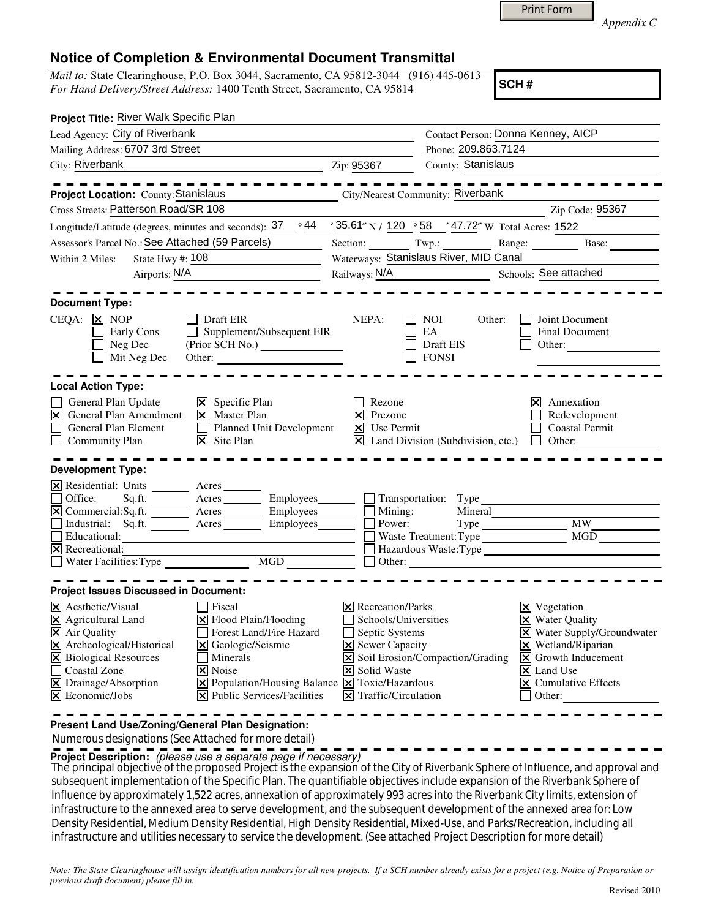Print Form

*Appendix C*

# Notice of Completion & Environmental Document Transmittal

*Mail to:* State Clearinghouse, P.O. Box 3044, Sacramento, CA 95812-3044 (916) 445-0613
*For Hand Delivery/Street Address:* 1400 Tenth Street, Sacramento, CA 95814

**SCH #**

**Project Title:** River Walk Specific Plan

Lead Agency: City of Riverbank
Contact Person: Donna Kenney, AICP
Mailing Address: 6707 3rd Street
Phone: 209.863.7124
City: Riverbank
Zip: 95367
County: Stanislaus

---

**Project Location:** County: Stanislaus
City/Nearest Community: Riverbank
Cross Streets: Patterson Road/SR 108
Zip Code: 95367
Longitude/Latitude (degrees, minutes and seconds): 37 ° 44 ′ 35.61″ N / 120 ° 58 ′ 47.72″ W Total Acres: 1522
Assessor's Parcel No.: See Attached (59 Parcels)
Section: ______ Twp.: ______ Range: ______ Base: ______
Within 2 Miles: State Hwy #: 108
Waterways: Stanislaus River, MID Canal
Airports: N/A
Railways: N/A
Schools: See attached

---

**Document Type:**

CEQA:
- [x] NOP
- [ ] Early Cons
- [ ] Neg Dec
- [ ] Mit Neg Dec
- [ ] Draft EIR
- [ ] Supplement/Subsequent EIR (Prior SCH No.) ______
- Other: ______

NEPA:
- [ ] NOI
- [ ] EA
- [ ] Draft EIS
- [ ] FONSI

Other:
- [ ] Joint Document
- [ ] Final Document
- [ ] Other: ______

---

**Local Action Type:**

- [ ] General Plan Update
- [x] General Plan Amendment
- [ ] General Plan Element
- [ ] Community Plan
- [x] Specific Plan
- [x] Master Plan
- [ ] Planned Unit Development
- [x] Site Plan
- [ ] Rezone
- [x] Prezone
- [x] Use Permit
- [x] Land Division (Subdivision, etc.)
- [x] Annexation
- [ ] Redevelopment
- [ ] Coastal Permit
- [ ] Other: ______

---

**Development Type:**

- [x] Residential: Units ______ Acres ______
- [ ] Office: Sq.ft. ______ Acres ______ Employees ______
- [x] Commercial: Sq.ft. ______ Acres ______ Employees ______
- [ ] Industrial: Sq.ft. ______ Acres ______ Employees ______
- [ ] Educational: ______
- [x] Recreational: ______
- [ ] Water Facilities: Type ______ MGD ______
- [ ] Transportation: Type ______
- [ ] Mining: Mineral ______
- [ ] Power: Type ______ MW ______
- [ ] Waste Treatment: Type ______ MGD ______
- [ ] Hazardous Waste: Type ______
- [ ] Other: ______

---

**Project Issues Discussed in Document:**

- [x] Aesthetic/Visual
- [x] Agricultural Land
- [x] Air Quality
- [x] Archeological/Historical
- [x] Biological Resources
- [ ] Coastal Zone
- [x] Drainage/Absorption
- [x] Economic/Jobs
- [ ] Fiscal
- [x] Flood Plain/Flooding
- [ ] Forest Land/Fire Hazard
- [x] Geologic/Seismic
- [ ] Minerals
- [x] Noise
- [x] Population/Housing Balance
- [x] Public Services/Facilities
- [x] Recreation/Parks
- [ ] Schools/Universities
- [ ] Septic Systems
- [x] Sewer Capacity
- [x] Soil Erosion/Compaction/Grading
- [x] Solid Waste
- [x] Toxic/Hazardous
- [x] Traffic/Circulation
- [x] Vegetation
- [x] Water Quality
- [x] Water Supply/Groundwater
- [x] Wetland/Riparian
- [x] Growth Inducement
- [x] Land Use
- [x] Cumulative Effects
- [ ] Other: ______

---

**Present Land Use/Zoning/General Plan Designation:**

Numerous designations (See Attached for more detail)

**Project Description:** *(please use a separate page if necessary)*

The principal objective of the proposed Project is the expansion of the City of Riverbank Sphere of Influence, and approval and subsequent implementation of the Specific Plan. The quantifiable objectives include expansion of the Riverbank Sphere of Influence by approximately 1,522 acres, annexation of approximately 993 acres into the Riverbank City limits, extension of infrastructure to the annexed area to serve development, and the subsequent development of the annexed area for: Low Density Residential, Medium Density Residential, High Density Residential, Mixed-Use, and Parks/Recreation, including all infrastructure and utilities necessary to service the development. (See attached Project Description for more detail)

*Note: The State Clearinghouse will assign identification numbers for all new projects. If a SCH number already exists for a project (e.g. Notice of Preparation or previous draft document) please fill in.*

Revised 2010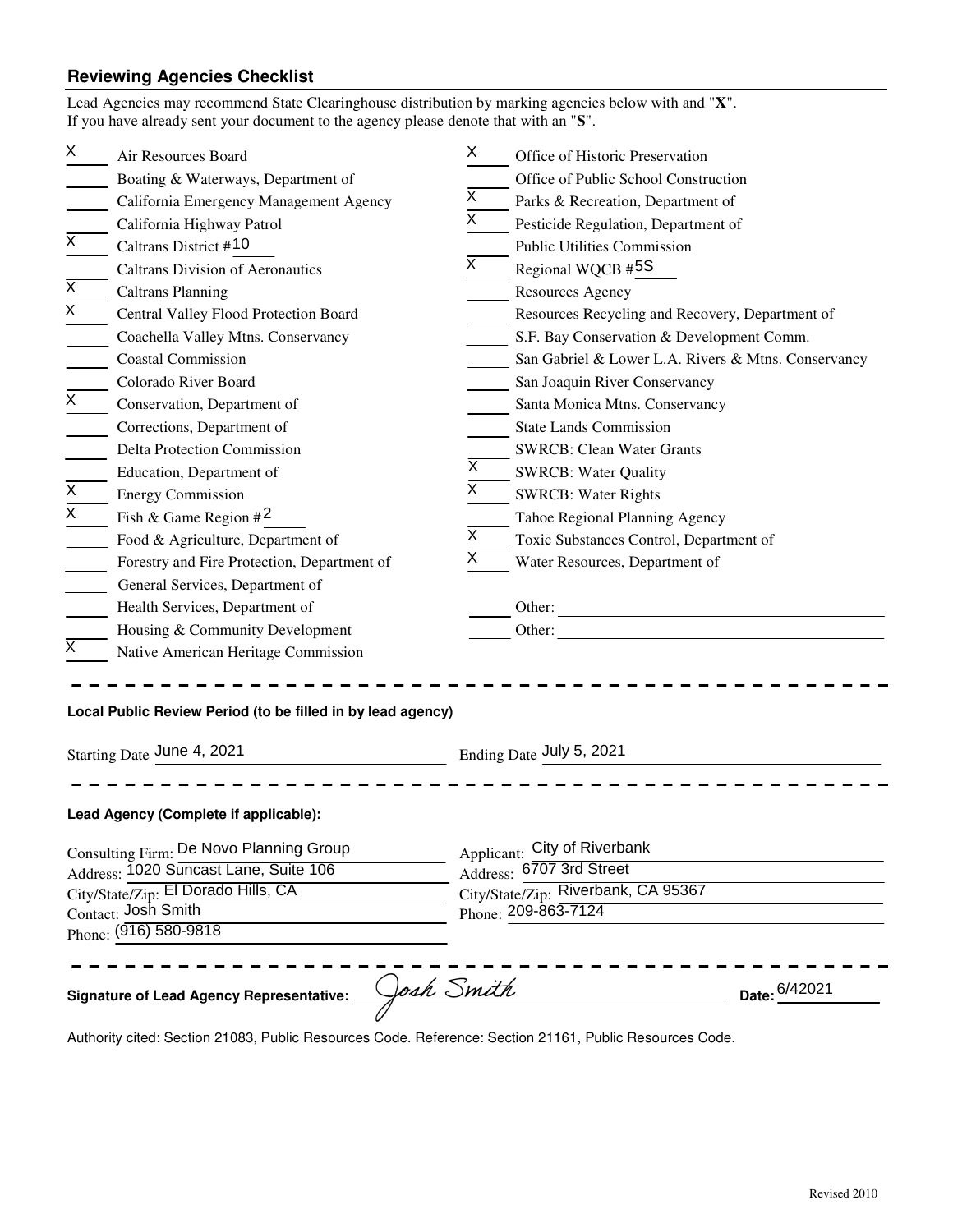## Reviewing Agencies Checklist

Lead Agencies may recommend State Clearinghouse distribution by marking agencies below with and "**X**".
If you have already sent your document to the agency please denote that with an "**S**".

| | | | |
|---|---|---|---|
| X | Air Resources Board | X | Office of Historic Preservation |
| | Boating & Waterways, Department of | | Office of Public School Construction |
| | California Emergency Management Agency | X | Parks & Recreation, Department of |
| | California Highway Patrol | X | Pesticide Regulation, Department of |
| X | Caltrans District #10 | | Public Utilities Commission |
| | Caltrans Division of Aeronautics | X | Regional WQCB #5S |
| X | Caltrans Planning | | Resources Agency |
| X | Central Valley Flood Protection Board | | Resources Recycling and Recovery, Department of |
| | Coachella Valley Mtns. Conservancy | | S.F. Bay Conservation & Development Comm. |
| | Coastal Commission | | San Gabriel & Lower L.A. Rivers & Mtns. Conservancy |
| | Colorado River Board | | San Joaquin River Conservancy |
| X | Conservation, Department of | | Santa Monica Mtns. Conservancy |
| | Corrections, Department of | | State Lands Commission |
| | Delta Protection Commission | | SWRCB: Clean Water Grants |
| | Education, Department of | X | SWRCB: Water Quality |
| X | Energy Commission | X | SWRCB: Water Rights |
| X | Fish & Game Region #2 | | Tahoe Regional Planning Agency |
| | Food & Agriculture, Department of | X | Toxic Substances Control, Department of |
| | Forestry and Fire Protection, Department of | X | Water Resources, Department of |
| | General Services, Department of | | |
| | Health Services, Department of | | Other: |
| | Housing & Community Development | | Other: |
| X | Native American Heritage Commission | | |

---

**Local Public Review Period (to be filled in by lead agency)**

Starting Date June 4, 2021 Ending Date July 5, 2021

---

**Lead Agency (Complete if applicable):**

Consulting Firm: De Novo Planning Group
Address: 1020 Suncast Lane, Suite 106
City/State/Zip: El Dorado Hills, CA
Contact: Josh Smith
Phone: (916) 580-9818

Applicant: City of Riverbank
Address: 6707 3rd Street
City/State/Zip: Riverbank, CA 95367
Phone: 209-863-7124

---

**Signature of Lead Agency Representative:** *Josh Smith* **Date:** 6/42021

Authority cited: Section 21083, Public Resources Code. Reference: Section 21161, Public Resources Code.

Revised 2010